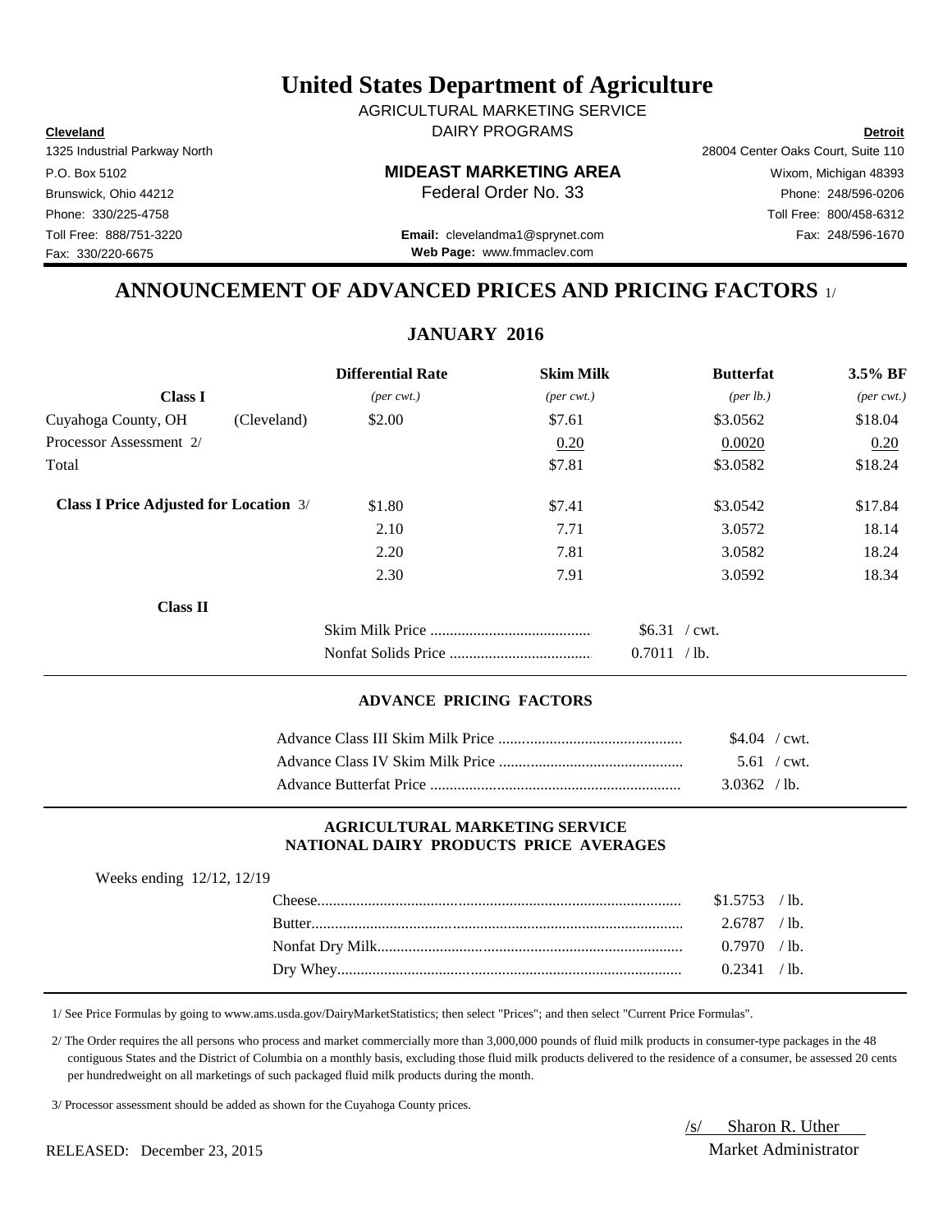# United States Department of Agriculture

AGRICULTURAL MARKETING SERVICE
DAIRY PROGRAMS

**Cleveland**
1325 Industrial Parkway North
P.O. Box 5102
Brunswick, Ohio 44212
Phone: 330/225-4758
Toll Free: 888/751-3220
Fax: 330/220-6675

**MIDEAST MARKETING AREA**
Federal Order No. 33

**Email:** clevelandma1@sprynet.com
**Web Page:** www.fmmaclev.com

**Detroit**
28004 Center Oaks Court, Suite 110
Wixom, Michigan 48393
Phone: 248/596-0206
Toll Free: 800/458-6312
Fax: 248/596-1670

## ANNOUNCEMENT OF ADVANCED PRICES AND PRICING FACTORS 1/

### JANUARY 2016

| | | Differential Rate | Skim Milk | Butterfat | 3.5% BF |
|---|---|---|---|---|---|
| **Class I** | | *(per cwt.)* | *(per cwt.)* | *(per lb.)* | *(per cwt.)* |
| Cuyahoga County, OH | (Cleveland) | $2.00 | $7.61 | $3.0562 | $18.04 |
| Processor Assessment 2/ | | | 0.20 | 0.0020 | 0.20 |
| Total | | | $7.81 | $3.0582 | $18.24 |
| **Class I Price Adjusted for Location** 3/ | | $1.80 | $7.41 | $3.0542 | $17.84 |
| | | 2.10 | 7.71 | 3.0572 | 18.14 |
| | | 2.20 | 7.81 | 3.0582 | 18.24 |
| | | 2.30 | 7.91 | 3.0592 | 18.34 |

**Class II**

| | |
|---|---|
| Skim Milk Price | $6.31 / cwt. |
| Nonfat Solids Price | 0.7011 / lb. |

#### ADVANCE PRICING FACTORS

| | |
|---|---|
| Advance Class III Skim Milk Price | $4.04 / cwt. |
| Advance Class IV Skim Milk Price | 5.61 / cwt. |
| Advance Butterfat Price | 3.0362 / lb. |

#### AGRICULTURAL MARKETING SERVICE NATIONAL DAIRY PRODUCTS PRICE AVERAGES

Weeks ending 12/12, 12/19

| | |
|---|---|
| Cheese | $1.5753 / lb. |
| Butter | 2.6787 / lb. |
| Nonfat Dry Milk | 0.7970 / lb. |
| Dry Whey | 0.2341 / lb. |

1/ See Price Formulas by going to www.ams.usda.gov/DairyMarketStatistics; then select "Prices"; and then select "Current Price Formulas".

2/ The Order requires the all persons who process and market commercially more than 3,000,000 pounds of fluid milk products in consumer-type packages in the 48 contiguous States and the District of Columbia on a monthly basis, excluding those fluid milk products delivered to the residence of a consumer, be assessed 20 cents per hundredweight on all marketings of such packaged fluid milk products during the month.

3/ Processor assessment should be added as shown for the Cuyahoga County prices.

/s/ Sharon R. Uther
Market Administrator

RELEASED: December 23, 2015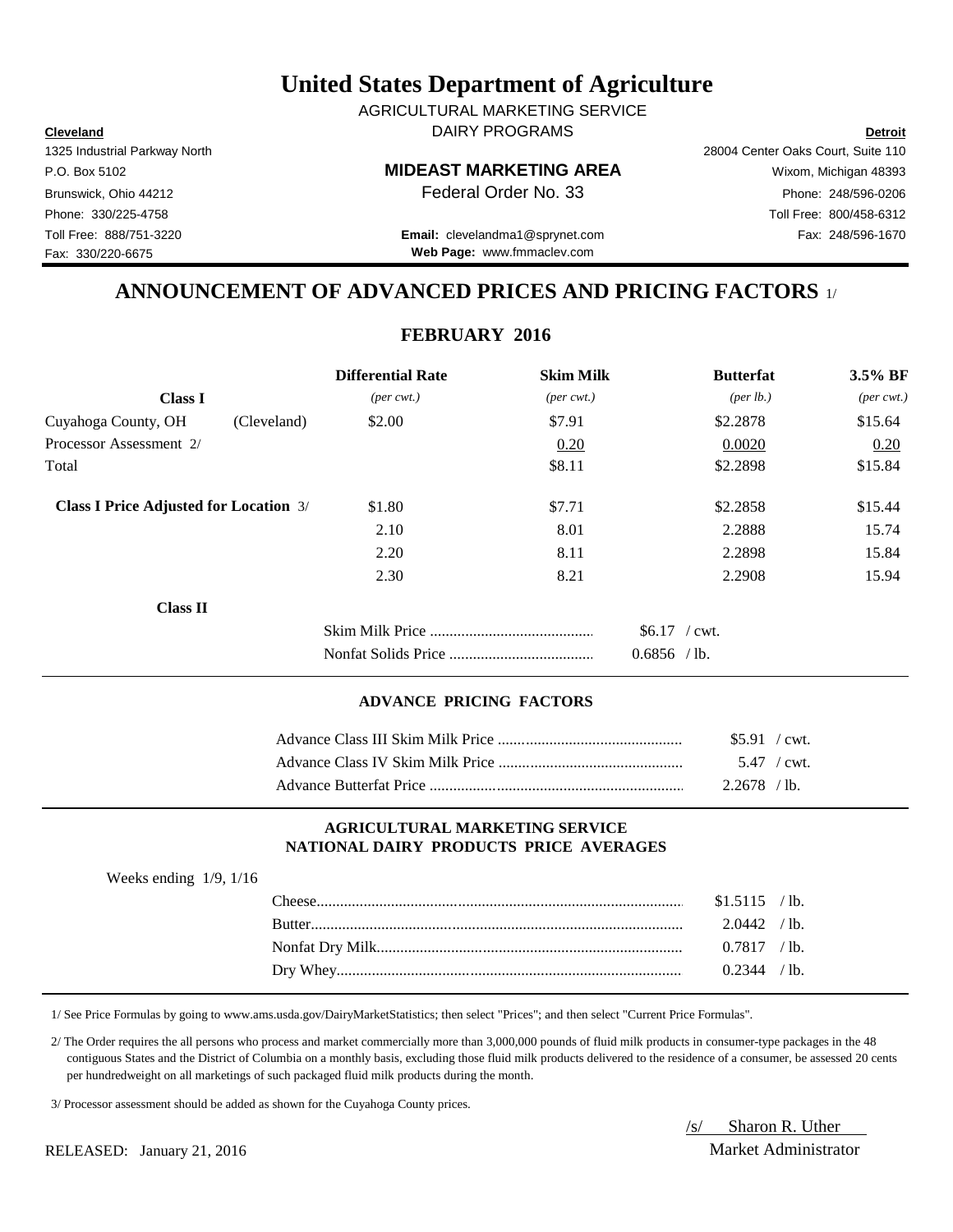# United States Department of Agriculture

AGRICULTURAL MARKETING SERVICE
DAIRY PROGRAMS

| **Cleveland** | | **Detroit** |
|---|---|---|
| 1325 Industrial Parkway North | | 28004 Center Oaks Court, Suite 110 |
| P.O. Box 5102 | **MIDEAST MARKETING AREA** | Wixom, Michigan 48393 |
| Brunswick, Ohio 44212 | Federal Order No. 33 | Phone: 248/596-0206 |
| Phone: 330/225-4758 | | Toll Free: 800/458-6312 |
| Toll Free: 888/751-3220 | **Email:** clevelandma1@sprynet.com | Fax: 248/596-1670 |
| Fax: 330/220-6675 | **Web Page:** www.fmmaclev.com | |

## ANNOUNCEMENT OF ADVANCED PRICES AND PRICING FACTORS 1/

### FEBRUARY 2016

| **Class I** | | **Differential Rate** *(per cwt.)* | **Skim Milk** *(per cwt.)* | **Butterfat** *(per lb.)* | **3.5% BF** *(per cwt.)* |
|---|---|---|---|---|---|
| Cuyahoga County, OH | (Cleveland) | $2.00 | $7.91 | $2.2878 | $15.64 |
| Processor Assessment 2/ | | | 0.20 | 0.0020 | 0.20 |
| Total | | | $8.11 | $2.2898 | $15.84 |
| **Class I Price Adjusted for Location** 3/ | | $1.80 | $7.71 | $2.2858 | $15.44 |
| | | 2.10 | 8.01 | 2.2888 | 15.74 |
| | | 2.20 | 8.11 | 2.2898 | 15.84 |
| | | 2.30 | 8.21 | 2.2908 | 15.94 |

**Class II**

| | |
|---|---|
| Skim Milk Price | $6.17 / cwt. |
| Nonfat Solids Price | 0.6856 / lb. |

#### ADVANCE PRICING FACTORS

| | |
|---|---|
| Advance Class III Skim Milk Price | $5.91 / cwt. |
| Advance Class IV Skim Milk Price | 5.47 / cwt. |
| Advance Butterfat Price | 2.2678 / lb. |

#### AGRICULTURAL MARKETING SERVICE
#### NATIONAL DAIRY PRODUCTS PRICE AVERAGES

Weeks ending 1/9, 1/16

| | |
|---|---|
| Cheese | $1.5115 / lb. |
| Butter | 2.0442 / lb. |
| Nonfat Dry Milk | 0.7817 / lb. |
| Dry Whey | 0.2344 / lb. |

1/ See Price Formulas by going to www.ams.usda.gov/DairyMarketStatistics; then select "Prices"; and then select "Current Price Formulas".

2/ The Order requires the all persons who process and market commercially more than 3,000,000 pounds of fluid milk products in consumer-type packages in the 48 contiguous States and the District of Columbia on a monthly basis, excluding those fluid milk products delivered to the residence of a consumer, be assessed 20 cents per hundredweight on all marketings of such packaged fluid milk products during the month.

3/ Processor assessment should be added as shown for the Cuyahoga County prices.

RELEASED: January 21, 2016

/s/ Sharon R. Uther
Market Administrator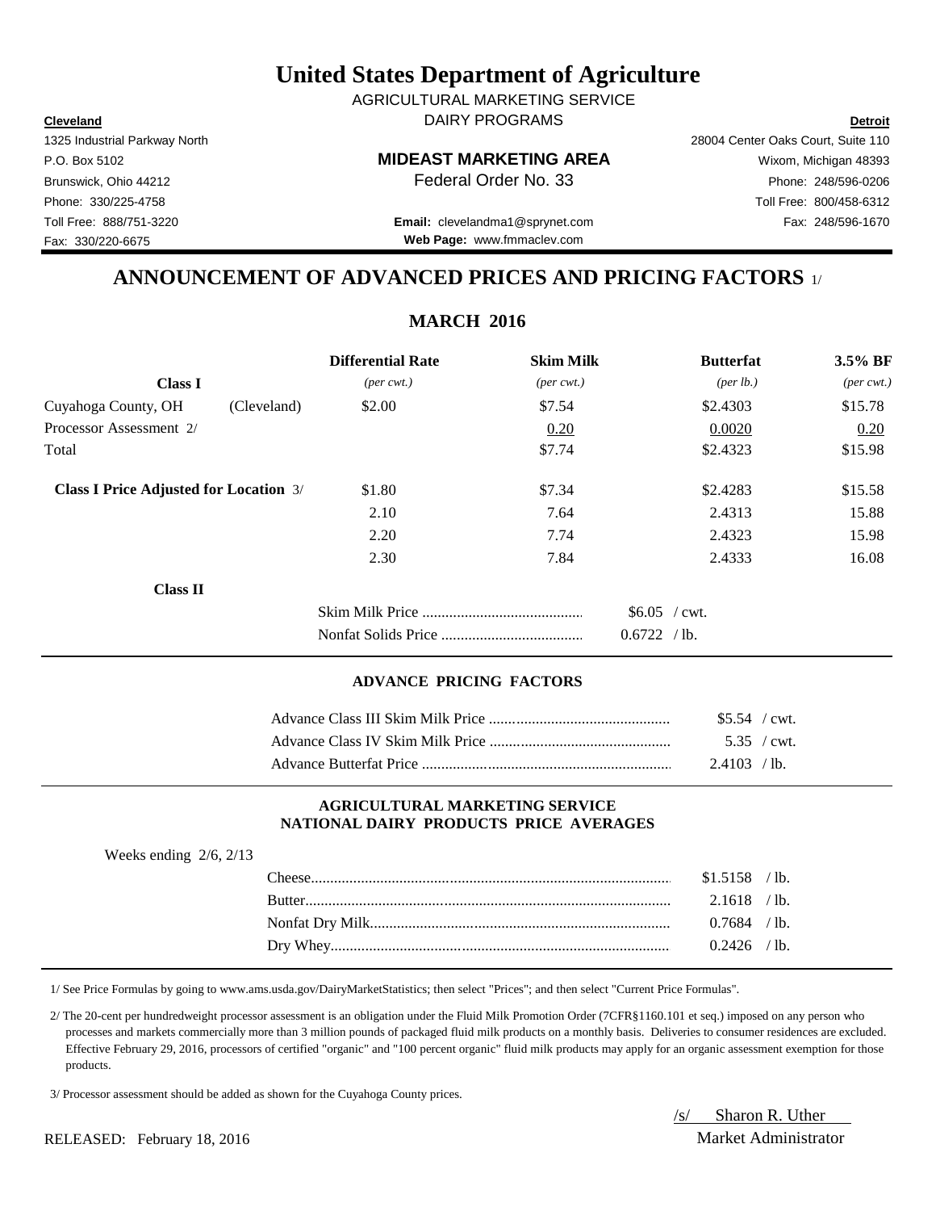# United States Department of Agriculture

AGRICULTURAL MARKETING SERVICE

DAIRY PROGRAMS

| **Cleveland** | | **Detroit** |
|---|---|---|
| 1325 Industrial Parkway North | | 28004 Center Oaks Court, Suite 110 |
| P.O. Box 5102 | **MIDEAST MARKETING AREA** | Wixom, Michigan 48393 |
| Brunswick, Ohio 44212 | Federal Order No. 33 | Phone: 248/596-0206 |
| Phone: 330/225-4758 | | Toll Free: 800/458-6312 |
| Toll Free: 888/751-3220 | **Email:** clevelandma1@sprynet.com | Fax: 248/596-1670 |
| Fax: 330/220-6675 | **Web Page:** www.fmmaclev.com | |

## ANNOUNCEMENT OF ADVANCED PRICES AND PRICING FACTORS 1/

### MARCH 2016

| **Class I** | | **Differential Rate** *(per cwt.)* | **Skim Milk** *(per cwt.)* | **Butterfat** *(per lb.)* | **3.5% BF** *(per cwt.)* |
|---|---|---|---|---|---|
| Cuyahoga County, OH | (Cleveland) | $2.00 | $7.54 | $2.4303 | $15.78 |
| Processor Assessment 2/ | | | 0.20 | 0.0020 | 0.20 |
| Total | | | $7.74 | $2.4323 | $15.98 |
| **Class I Price Adjusted for Location** 3/ | | $1.80 | $7.34 | $2.4283 | $15.58 |
| | | 2.10 | 7.64 | 2.4313 | 15.88 |
| | | 2.20 | 7.74 | 2.4323 | 15.98 |
| | | 2.30 | 7.84 | 2.4333 | 16.08 |

**Class II**

| | |
|---|---|
| Skim Milk Price | $6.05 / cwt. |
| Nonfat Solids Price | 0.6722 / lb. |

#### ADVANCE PRICING FACTORS

| | |
|---|---|
| Advance Class III Skim Milk Price | $5.54 / cwt. |
| Advance Class IV Skim Milk Price | 5.35 / cwt. |
| Advance Butterfat Price | 2.4103 / lb. |

#### AGRICULTURAL MARKETING SERVICE NATIONAL DAIRY PRODUCTS PRICE AVERAGES

Weeks ending 2/6, 2/13

| | |
|---|---|
| Cheese | $1.5158 / lb. |
| Butter | 2.1618 / lb. |
| Nonfat Dry Milk | 0.7684 / lb. |
| Dry Whey | 0.2426 / lb. |

1/ See Price Formulas by going to www.ams.usda.gov/DairyMarketStatistics; then select "Prices"; and then select "Current Price Formulas".

2/ The 20-cent per hundredweight processor assessment is an obligation under the Fluid Milk Promotion Order (7CFR§1160.101 et seq.) imposed on any person who processes and markets commercially more than 3 million pounds of packaged fluid milk products on a monthly basis. Deliveries to consumer residences are excluded. Effective February 29, 2016, processors of certified "organic" and "100 percent organic" fluid milk products may apply for an organic assessment exemption for those products.

3/ Processor assessment should be added as shown for the Cuyahoga County prices.

RELEASED: February 18, 2016

/s/ Sharon R. Uther
Market Administrator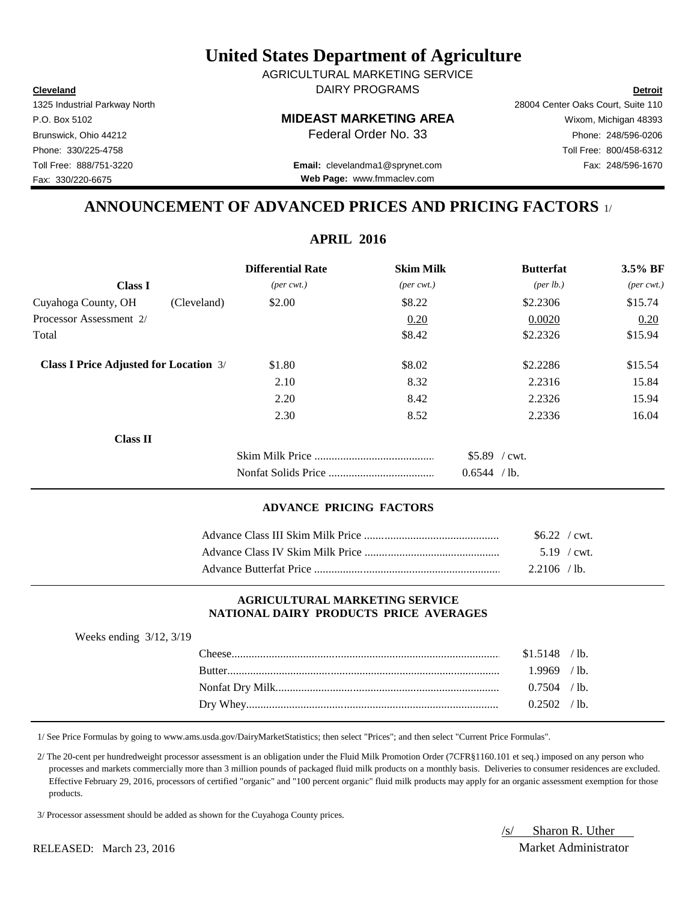# United States Department of Agriculture

AGRICULTURAL MARKETING SERVICE
DAIRY PROGRAMS

**Cleveland**
1325 Industrial Parkway North
P.O. Box 5102
Brunswick, Ohio 44212
Phone: 330/225-4758
Toll Free: 888/751-3220
Fax: 330/220-6675

**MIDEAST MARKETING AREA**
Federal Order No. 33

**Email:** clevelandma1@sprynet.com
**Web Page:** www.fmmaclev.com

**Detroit**
28004 Center Oaks Court, Suite 110
Wixom, Michigan 48393
Phone: 248/596-0206
Toll Free: 800/458-6312
Fax: 248/596-1670

## ANNOUNCEMENT OF ADVANCED PRICES AND PRICING FACTORS 1/

### APRIL 2016

| **Class I** | | **Differential Rate** *(per cwt.)* | **Skim Milk** *(per cwt.)* | **Butterfat** *(per lb.)* | **3.5% BF** *(per cwt.)* |
|---|---|---|---|---|---|
| Cuyahoga County, OH | (Cleveland) | $2.00 | $8.22 | $2.2306 | $15.74 |
| Processor Assessment 2/ | | | 0.20 | 0.0020 | 0.20 |
| Total | | | $8.42 | $2.2326 | $15.94 |
| **Class I Price Adjusted for Location** 3/ | | $1.80 | $8.02 | $2.2286 | $15.54 |
| | | 2.10 | 8.32 | 2.2316 | 15.84 |
| | | 2.20 | 8.42 | 2.2326 | 15.94 |
| | | 2.30 | 8.52 | 2.2336 | 16.04 |

**Class II**

| | |
|---|---|
| Skim Milk Price | $5.89 / cwt. |
| Nonfat Solids Price | 0.6544 / lb. |

#### ADVANCE PRICING FACTORS

| | |
|---|---|
| Advance Class III Skim Milk Price | $6.22 / cwt. |
| Advance Class IV Skim Milk Price | 5.19 / cwt. |
| Advance Butterfat Price | 2.2106 / lb. |

#### AGRICULTURAL MARKETING SERVICE NATIONAL DAIRY PRODUCTS PRICE AVERAGES

Weeks ending 3/12, 3/19

| | |
|---|---|
| Cheese | $1.5148 / lb. |
| Butter | 1.9969 / lb. |
| Nonfat Dry Milk | 0.7504 / lb. |
| Dry Whey | 0.2502 / lb. |

1/ See Price Formulas by going to www.ams.usda.gov/DairyMarketStatistics; then select "Prices"; and then select "Current Price Formulas".

2/ The 20-cent per hundredweight processor assessment is an obligation under the Fluid Milk Promotion Order (7CFR§1160.101 et seq.) imposed on any person who processes and markets commercially more than 3 million pounds of packaged fluid milk products on a monthly basis. Deliveries to consumer residences are excluded. Effective February 29, 2016, processors of certified "organic" and "100 percent organic" fluid milk products may apply for an organic assessment exemption for those products.

3/ Processor assessment should be added as shown for the Cuyahoga County prices.

RELEASED: March 23, 2016

/s/ Sharon R. Uther
Market Administrator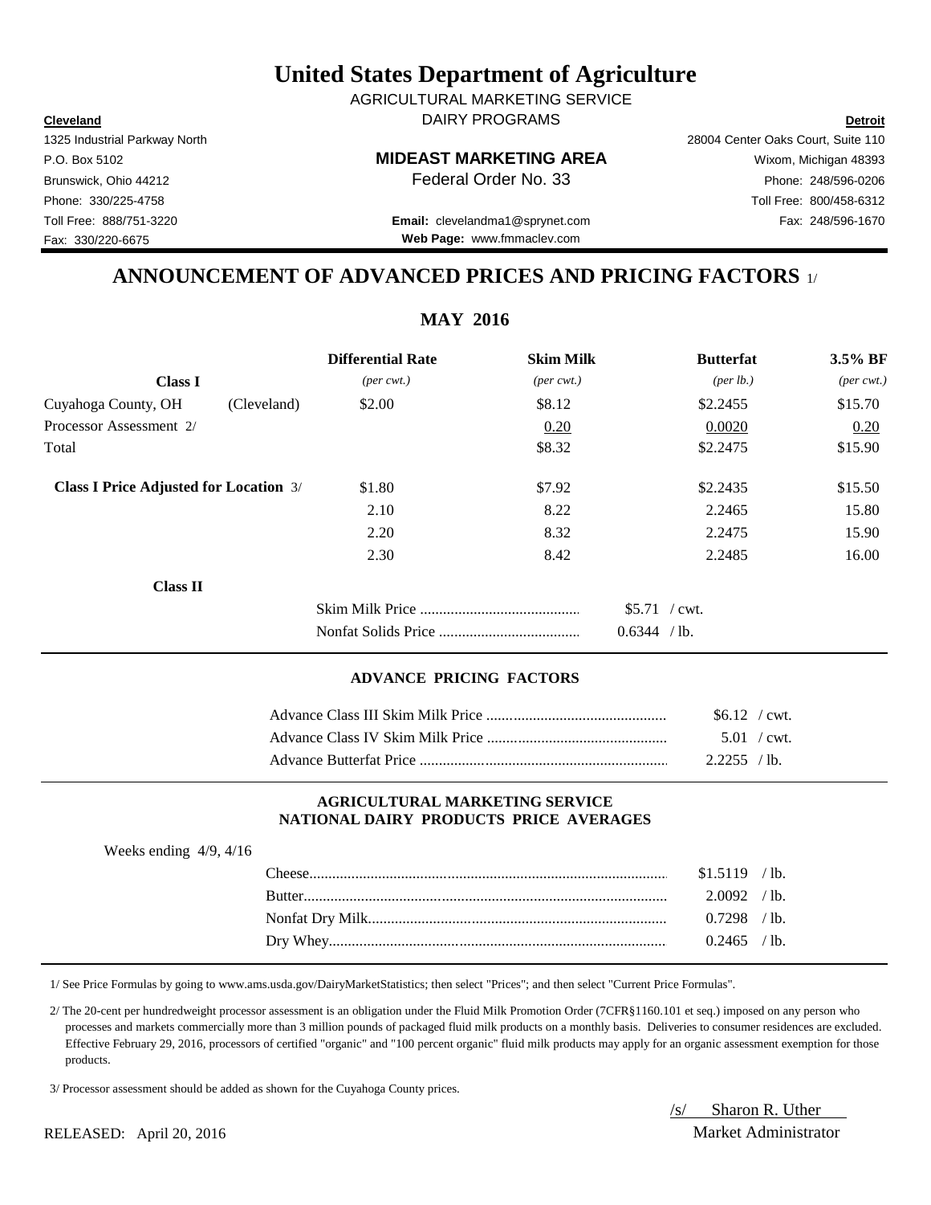# United States Department of Agriculture

AGRICULTURAL MARKETING SERVICE
DAIRY PROGRAMS

**Cleveland**
1325 Industrial Parkway North
P.O. Box 5102
Brunswick, Ohio 44212
Phone: 330/225-4758
Toll Free: 888/751-3220
Fax: 330/220-6675

**MIDEAST MARKETING AREA**
Federal Order No. 33

**Email:** clevelandma1@sprynet.com
**Web Page:** www.fmmaclev.com

**Detroit**
28004 Center Oaks Court, Suite 110
Wixom, Michigan 48393
Phone: 248/596-0206
Toll Free: 800/458-6312
Fax: 248/596-1670

## ANNOUNCEMENT OF ADVANCED PRICES AND PRICING FACTORS 1/

### MAY 2016

| | | Differential Rate | Skim Milk | Butterfat | 3.5% BF |
|---|---|---|---|---|---|
| **Class I** | | *(per cwt.)* | *(per cwt.)* | *(per lb.)* | *(per cwt.)* |
| Cuyahoga County, OH | (Cleveland) | $2.00 | $8.12 | $2.2455 | $15.70 |
| Processor Assessment 2/ | | | 0.20 | 0.0020 | 0.20 |
| Total | | | $8.32 | $2.2475 | $15.90 |
| **Class I Price Adjusted for Location** 3/ | | $1.80 | $7.92 | $2.2435 | $15.50 |
| | | 2.10 | 8.22 | 2.2465 | 15.80 |
| | | 2.20 | 8.32 | 2.2475 | 15.90 |
| | | 2.30 | 8.42 | 2.2485 | 16.00 |

**Class II**

| | |
|---|---|
| Skim Milk Price | $5.71 / cwt. |
| Nonfat Solids Price | 0.6344 / lb. |

#### ADVANCE PRICING FACTORS

| | |
|---|---|
| Advance Class III Skim Milk Price | $6.12 / cwt. |
| Advance Class IV Skim Milk Price | 5.01 / cwt. |
| Advance Butterfat Price | 2.2255 / lb. |

#### AGRICULTURAL MARKETING SERVICE NATIONAL DAIRY PRODUCTS PRICE AVERAGES

Weeks ending 4/9, 4/16

| | |
|---|---|
| Cheese | $1.5119 / lb. |
| Butter | 2.0092 / lb. |
| Nonfat Dry Milk | 0.7298 / lb. |
| Dry Whey | 0.2465 / lb. |

1/ See Price Formulas by going to www.ams.usda.gov/DairyMarketStatistics; then select "Prices"; and then select "Current Price Formulas".

2/ The 20-cent per hundredweight processor assessment is an obligation under the Fluid Milk Promotion Order (7CFR§1160.101 et seq.) imposed on any person who processes and markets commercially more than 3 million pounds of packaged fluid milk products on a monthly basis. Deliveries to consumer residences are excluded. Effective February 29, 2016, processors of certified "organic" and "100 percent organic" fluid milk products may apply for an organic assessment exemption for those products.

3/ Processor assessment should be added as shown for the Cuyahoga County prices.

/s/ Sharon R. Uther
Market Administrator

RELEASED: April 20, 2016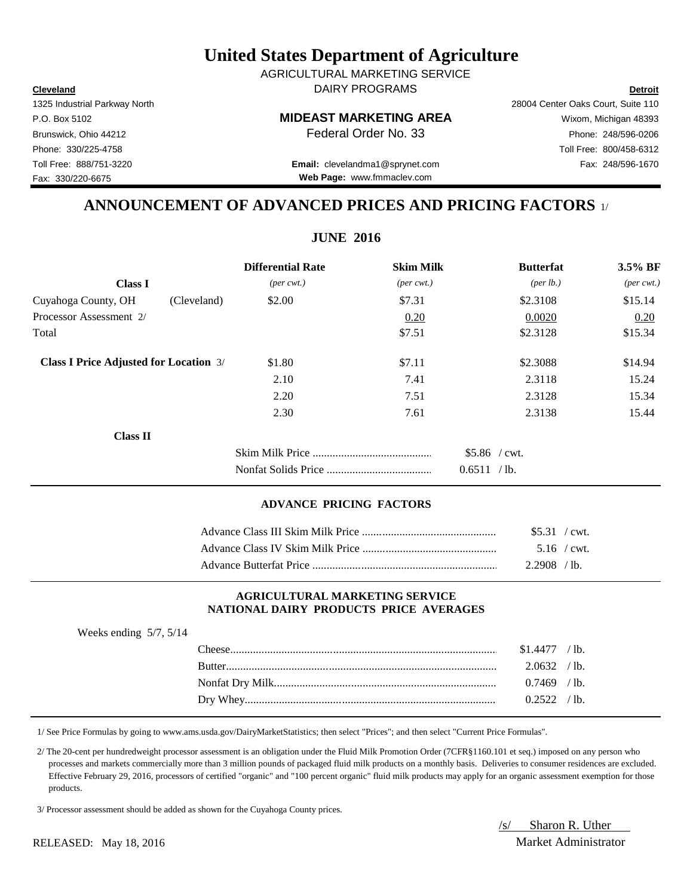# United States Department of Agriculture

AGRICULTURAL MARKETING SERVICE

DAIRY PROGRAMS

**Cleveland**
1325 Industrial Parkway North
P.O. Box 5102
Brunswick, Ohio 44212
Phone: 330/225-4758
Toll Free: 888/751-3220
Fax: 330/220-6675

**MIDEAST MARKETING AREA**
Federal Order No. 33

**Email:** clevelandma1@sprynet.com
**Web Page:** www.fmmaclev.com

**Detroit**
28004 Center Oaks Court, Suite 110
Wixom, Michigan 48393
Phone: 248/596-0206
Toll Free: 800/458-6312
Fax: 248/596-1670

## ANNOUNCEMENT OF ADVANCED PRICES AND PRICING FACTORS 1/

### JUNE 2016

| **Class I** | | **Differential Rate** *(per cwt.)* | **Skim Milk** *(per cwt.)* | **Butterfat** *(per lb.)* | **3.5% BF** *(per cwt.)* |
|---|---|---|---|---|---|
| Cuyahoga County, OH | (Cleveland) | $2.00 | $7.31 | $2.3108 | $15.14 |
| Processor Assessment 2/ | | | 0.20 | 0.0020 | 0.20 |
| Total | | | $7.51 | $2.3128 | $15.34 |
| **Class I Price Adjusted for Location** 3/ | | $1.80 | $7.11 | $2.3088 | $14.94 |
| | | 2.10 | 7.41 | 2.3118 | 15.24 |
| | | 2.20 | 7.51 | 2.3128 | 15.34 |
| | | 2.30 | 7.61 | 2.3138 | 15.44 |

**Class II**

| | |
|---|---|
| Skim Milk Price | $5.86 / cwt. |
| Nonfat Solids Price | 0.6511 / lb. |

### ADVANCE PRICING FACTORS

| | |
|---|---|
| Advance Class III Skim Milk Price | $5.31 / cwt. |
| Advance Class IV Skim Milk Price | 5.16 / cwt. |
| Advance Butterfat Price | 2.2908 / lb. |

### AGRICULTURAL MARKETING SERVICE NATIONAL DAIRY PRODUCTS PRICE AVERAGES

Weeks ending 5/7, 5/14

| | |
|---|---|
| Cheese | $1.4477 / lb. |
| Butter | 2.0632 / lb. |
| Nonfat Dry Milk | 0.7469 / lb. |
| Dry Whey | 0.2522 / lb. |

1/ See Price Formulas by going to www.ams.usda.gov/DairyMarketStatistics; then select "Prices"; and then select "Current Price Formulas".

2/ The 20-cent per hundredweight processor assessment is an obligation under the Fluid Milk Promotion Order (7CFR§1160.101 et seq.) imposed on any person who processes and markets commercially more than 3 million pounds of packaged fluid milk products on a monthly basis. Deliveries to consumer residences are excluded. Effective February 29, 2016, processors of certified "organic" and "100 percent organic" fluid milk products may apply for an organic assessment exemption for those products.

3/ Processor assessment should be added as shown for the Cuyahoga County prices.

RELEASED: May 18, 2016

/s/ Sharon R. Uther
Market Administrator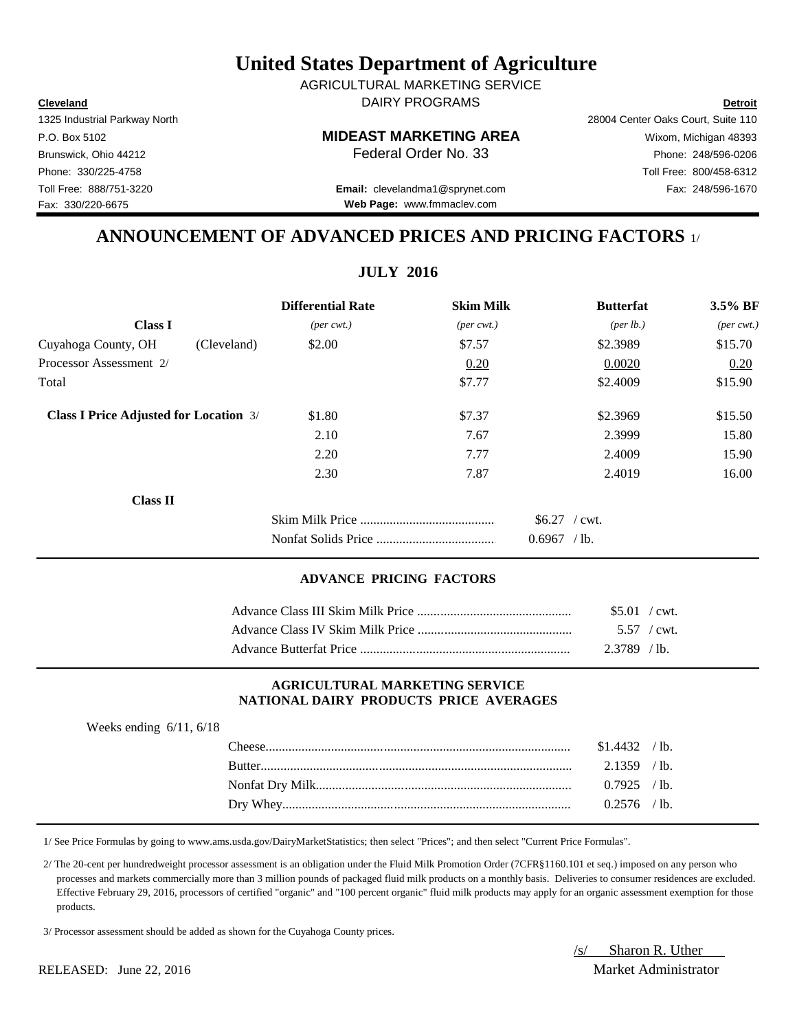# United States Department of Agriculture

AGRICULTURAL MARKETING SERVICE

DAIRY PROGRAMS

| **Cleveland** | | **Detroit** |
|---|---|---|
| 1325 Industrial Parkway North | | 28004 Center Oaks Court, Suite 110 |
| P.O. Box 5102 | **MIDEAST MARKETING AREA** | Wixom, Michigan 48393 |
| Brunswick, Ohio 44212 | Federal Order No. 33 | Phone: 248/596-0206 |
| Phone: 330/225-4758 | | Toll Free: 800/458-6312 |
| Toll Free: 888/751-3220 | **Email:** clevelandma1@sprynet.com | Fax: 248/596-1670 |
| Fax: 330/220-6675 | **Web Page:** www.fmmaclev.com | |

## ANNOUNCEMENT OF ADVANCED PRICES AND PRICING FACTORS 1/

### JULY 2016

| **Class I** | | **Differential Rate** *(per cwt.)* | **Skim Milk** *(per cwt.)* | **Butterfat** *(per lb.)* | **3.5% BF** *(per cwt.)* |
|---|---|---|---|---|---|
| Cuyahoga County, OH | (Cleveland) | $2.00 | $7.57 | $2.3989 | $15.70 |
| Processor Assessment 2/ | | | 0.20 | 0.0020 | 0.20 |
| Total | | | $7.77 | $2.4009 | $15.90 |
| **Class I Price Adjusted for Location** 3/ | | $1.80 | $7.37 | $2.3969 | $15.50 |
| | | 2.10 | 7.67 | 2.3999 | 15.80 |
| | | 2.20 | 7.77 | 2.4009 | 15.90 |
| | | 2.30 | 7.87 | 2.4019 | 16.00 |

**Class II**

| | |
|---|---|
| Skim Milk Price | $6.27 / cwt. |
| Nonfat Solids Price | 0.6967 / lb. |

### ADVANCE PRICING FACTORS

| | |
|---|---|
| Advance Class III Skim Milk Price | $5.01 / cwt. |
| Advance Class IV Skim Milk Price | 5.57 / cwt. |
| Advance Butterfat Price | 2.3789 / lb. |

### AGRICULTURAL MARKETING SERVICE NATIONAL DAIRY PRODUCTS PRICE AVERAGES

Weeks ending 6/11, 6/18

| | |
|---|---|
| Cheese | $1.4432 / lb. |
| Butter | 2.1359 / lb. |
| Nonfat Dry Milk | 0.7925 / lb. |
| Dry Whey | 0.2576 / lb. |

1/ See Price Formulas by going to www.ams.usda.gov/DairyMarketStatistics; then select "Prices"; and then select "Current Price Formulas".

2/ The 20-cent per hundredweight processor assessment is an obligation under the Fluid Milk Promotion Order (7CFR§1160.101 et seq.) imposed on any person who processes and markets commercially more than 3 million pounds of packaged fluid milk products on a monthly basis. Deliveries to consumer residences are excluded. Effective February 29, 2016, processors of certified "organic" and "100 percent organic" fluid milk products may apply for an organic assessment exemption for those products.

3/ Processor assessment should be added as shown for the Cuyahoga County prices.

/s/ Sharon R. Uther
Market Administrator

RELEASED: June 22, 2016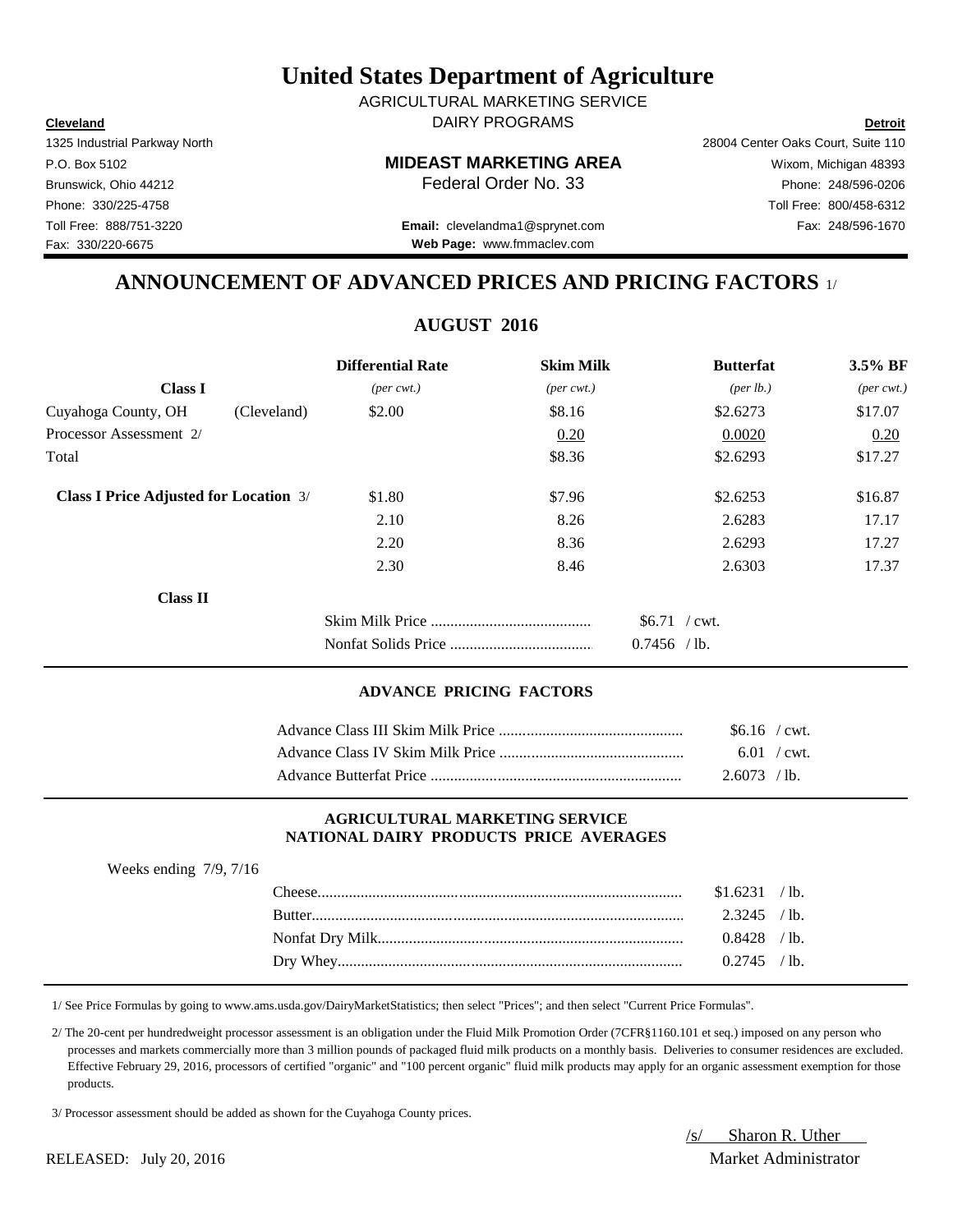# United States Department of Agriculture

AGRICULTURAL MARKETING SERVICE
DAIRY PROGRAMS

**Cleveland**
1325 Industrial Parkway North
P.O. Box 5102
Brunswick, Ohio 44212
Phone: 330/225-4758
Toll Free: 888/751-3220
Fax: 330/220-6675

**MIDEAST MARKETING AREA**
Federal Order No. 33

**Email:** clevelandma1@sprynet.com
**Web Page:** www.fmmaclev.com

**Detroit**
28004 Center Oaks Court, Suite 110
Wixom, Michigan 48393
Phone: 248/596-0206
Toll Free: 800/458-6312
Fax: 248/596-1670

## ANNOUNCEMENT OF ADVANCED PRICES AND PRICING FACTORS 1/

### AUGUST 2016

| **Class I** | | **Differential Rate** *(per cwt.)* | **Skim Milk** *(per cwt.)* | **Butterfat** *(per lb.)* | **3.5% BF** *(per cwt.)* |
|---|---|---|---|---|---|
| Cuyahoga County, OH | (Cleveland) | $2.00 | $8.16 | $2.6273 | $17.07 |
| Processor Assessment 2/ | | | 0.20 | 0.0020 | 0.20 |
| Total | | | $8.36 | $2.6293 | $17.27 |
| **Class I Price Adjusted for Location** 3/ | | $1.80 | $7.96 | $2.6253 | $16.87 |
| | | 2.10 | 8.26 | 2.6283 | 17.17 |
| | | 2.20 | 8.36 | 2.6293 | 17.27 |
| | | 2.30 | 8.46 | 2.6303 | 17.37 |

**Class II**

| | |
|---|---|
| Skim Milk Price | $6.71 / cwt. |
| Nonfat Solids Price | 0.7456 / lb. |

#### ADVANCE PRICING FACTORS

| | |
|---|---|
| Advance Class III Skim Milk Price | $6.16 / cwt. |
| Advance Class IV Skim Milk Price | 6.01 / cwt. |
| Advance Butterfat Price | 2.6073 / lb. |

#### AGRICULTURAL MARKETING SERVICE NATIONAL DAIRY PRODUCTS PRICE AVERAGES

Weeks ending 7/9, 7/16

| | |
|---|---|
| Cheese | $1.6231 / lb. |
| Butter | 2.3245 / lb. |
| Nonfat Dry Milk | 0.8428 / lb. |
| Dry Whey | 0.2745 / lb. |

1/ See Price Formulas by going to www.ams.usda.gov/DairyMarketStatistics; then select "Prices"; and then select "Current Price Formulas".

2/ The 20-cent per hundredweight processor assessment is an obligation under the Fluid Milk Promotion Order (7CFR§1160.101 et seq.) imposed on any person who processes and markets commercially more than 3 million pounds of packaged fluid milk products on a monthly basis. Deliveries to consumer residences are excluded. Effective February 29, 2016, processors of certified "organic" and "100 percent organic" fluid milk products may apply for an organic assessment exemption for those products.

3/ Processor assessment should be added as shown for the Cuyahoga County prices.

/s/ Sharon R. Uther
Market Administrator

RELEASED: July 20, 2016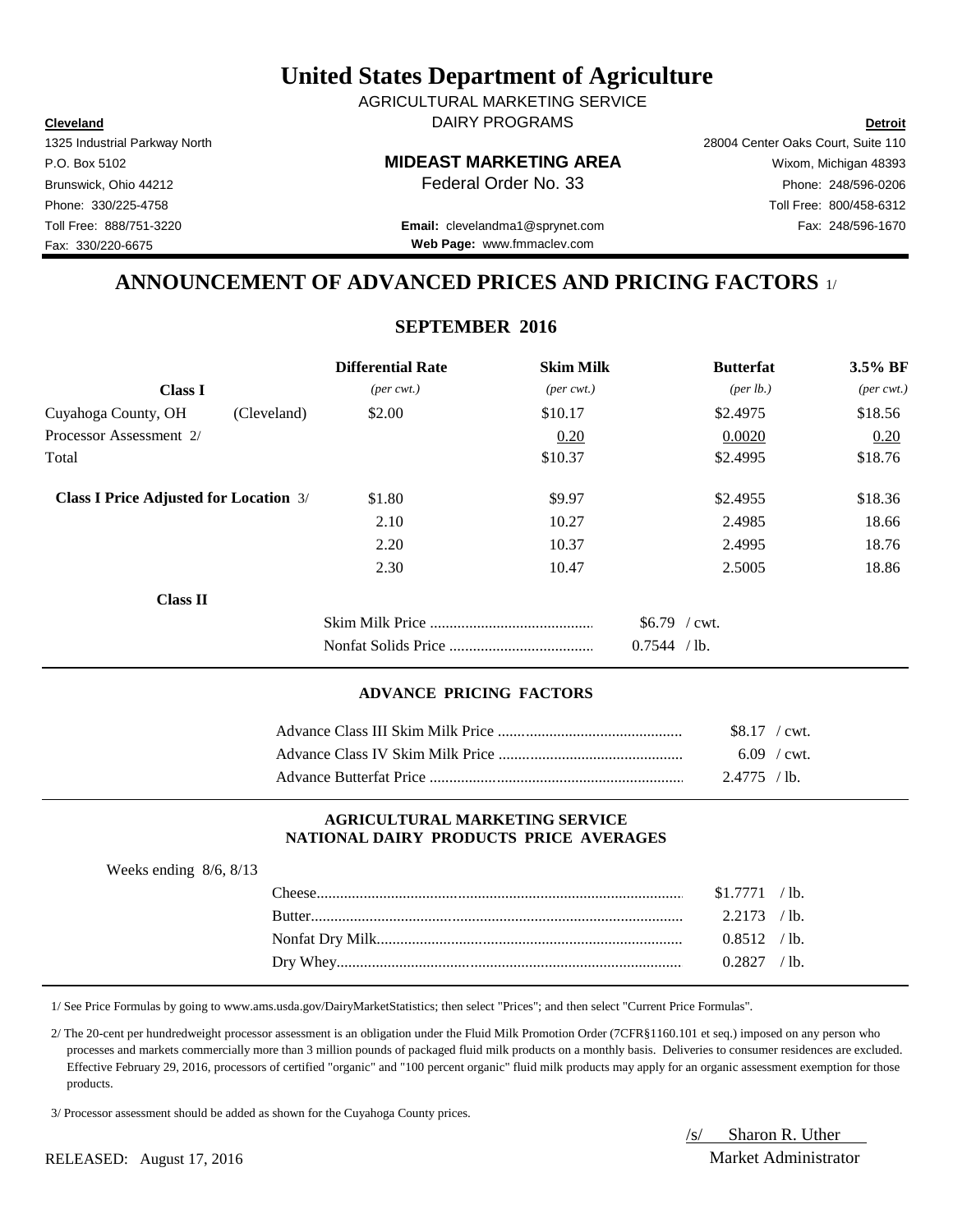# United States Department of Agriculture

AGRICULTURAL MARKETING SERVICE

DAIRY PROGRAMS

**Cleveland**
1325 Industrial Parkway North
P.O. Box 5102
Brunswick, Ohio 44212
Phone: 330/225-4758
Toll Free: 888/751-3220
Fax: 330/220-6675

**MIDEAST MARKETING AREA**
Federal Order No. 33

**Email:** clevelandma1@sprynet.com
**Web Page:** www.fmmaclev.com

**Detroit**
28004 Center Oaks Court, Suite 110
Wixom, Michigan 48393
Phone: 248/596-0206
Toll Free: 800/458-6312
Fax: 248/596-1670

## ANNOUNCEMENT OF ADVANCED PRICES AND PRICING FACTORS 1/

### SEPTEMBER 2016

| Class I | | Differential Rate (per cwt.) | Skim Milk (per cwt.) | Butterfat (per lb.) | 3.5% BF (per cwt.) |
|---|---|---|---|---|---|
| Cuyahoga County, OH | (Cleveland) | $2.00 | $10.17 | $2.4975 | $18.56 |
| Processor Assessment 2/ | | | 0.20 | 0.0020 | 0.20 |
| Total | | | $10.37 | $2.4995 | $18.76 |
| **Class I Price Adjusted for Location** 3/ | | $1.80 | $9.97 | $2.4955 | $18.36 |
| | | 2.10 | 10.27 | 2.4985 | 18.66 |
| | | 2.20 | 10.37 | 2.4995 | 18.76 |
| | | 2.30 | 10.47 | 2.5005 | 18.86 |

**Class II**

| | |
|---|---|
| Skim Milk Price | $6.79 / cwt. |
| Nonfat Solids Price | 0.7544 / lb. |

#### ADVANCE PRICING FACTORS

| | |
|---|---|
| Advance Class III Skim Milk Price | $8.17 / cwt. |
| Advance Class IV Skim Milk Price | 6.09 / cwt. |
| Advance Butterfat Price | 2.4775 / lb. |

#### AGRICULTURAL MARKETING SERVICE NATIONAL DAIRY PRODUCTS PRICE AVERAGES

Weeks ending 8/6, 8/13

| | |
|---|---|
| Cheese | $1.7771 / lb. |
| Butter | 2.2173 / lb. |
| Nonfat Dry Milk | 0.8512 / lb. |
| Dry Whey | 0.2827 / lb. |

1/ See Price Formulas by going to www.ams.usda.gov/DairyMarketStatistics; then select "Prices"; and then select "Current Price Formulas".

2/ The 20-cent per hundredweight processor assessment is an obligation under the Fluid Milk Promotion Order (7CFR§1160.101 et seq.) imposed on any person who processes and markets commercially more than 3 million pounds of packaged fluid milk products on a monthly basis. Deliveries to consumer residences are excluded. Effective February 29, 2016, processors of certified "organic" and "100 percent organic" fluid milk products may apply for an organic assessment exemption for those products.

3/ Processor assessment should be added as shown for the Cuyahoga County prices.

RELEASED: August 17, 2016

/s/ Sharon R. Uther
Market Administrator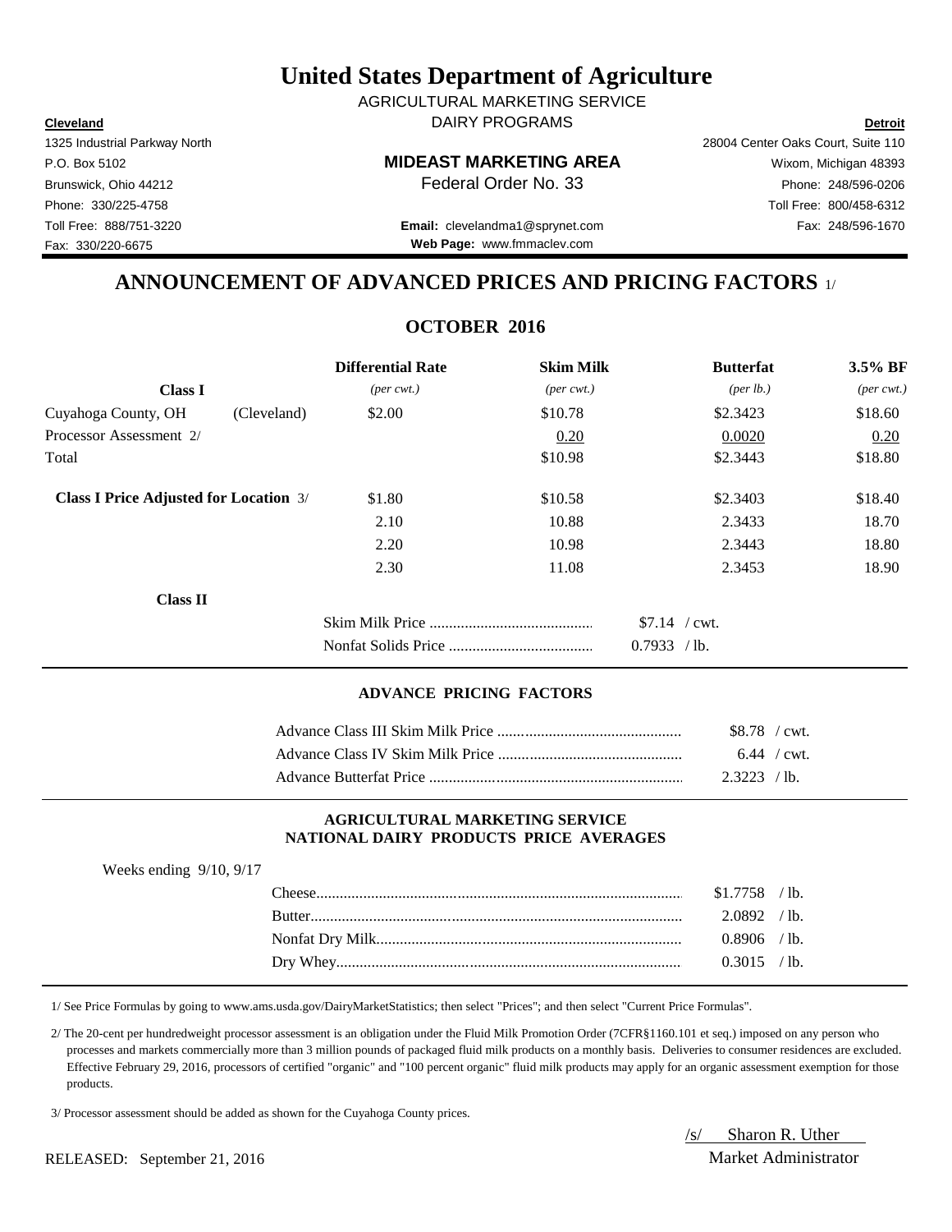# United States Department of Agriculture

AGRICULTURAL MARKETING SERVICE
DAIRY PROGRAMS

**Cleveland**
1325 Industrial Parkway North
P.O. Box 5102
Brunswick, Ohio 44212
Phone: 330/225-4758
Toll Free: 888/751-3220
Fax: 330/220-6675

**MIDEAST MARKETING AREA**
Federal Order No. 33

**Email:** clevelandma1@sprynet.com
**Web Page:** www.fmmaclev.com

**Detroit**
28004 Center Oaks Court, Suite 110
Wixom, Michigan 48393
Phone: 248/596-0206
Toll Free: 800/458-6312
Fax: 248/596-1670

## ANNOUNCEMENT OF ADVANCED PRICES AND PRICING FACTORS 1/

### OCTOBER 2016

| **Class I** | | **Differential Rate** *(per cwt.)* | **Skim Milk** *(per cwt.)* | **Butterfat** *(per lb.)* | **3.5% BF** *(per cwt.)* |
|---|---|---|---|---|---|
| Cuyahoga County, OH | (Cleveland) | $2.00 | $10.78 | $2.3423 | $18.60 |
| Processor Assessment 2/ | | | 0.20 | 0.0020 | 0.20 |
| Total | | | $10.98 | $2.3443 | $18.80 |
| **Class I Price Adjusted for Location** 3/ | | $1.80 | $10.58 | $2.3403 | $18.40 |
| | | 2.10 | 10.88 | 2.3433 | 18.70 |
| | | 2.20 | 10.98 | 2.3443 | 18.80 |
| | | 2.30 | 11.08 | 2.3453 | 18.90 |

**Class II**

| | |
|---|---|
| Skim Milk Price | $7.14 / cwt. |
| Nonfat Solids Price | 0.7933 / lb. |

#### ADVANCE PRICING FACTORS

| | |
|---|---|
| Advance Class III Skim Milk Price | $8.78 / cwt. |
| Advance Class IV Skim Milk Price | 6.44 / cwt. |
| Advance Butterfat Price | 2.3223 / lb. |

#### AGRICULTURAL MARKETING SERVICE NATIONAL DAIRY PRODUCTS PRICE AVERAGES

Weeks ending 9/10, 9/17

| | |
|---|---|
| Cheese | $1.7758 / lb. |
| Butter | 2.0892 / lb. |
| Nonfat Dry Milk | 0.8906 / lb. |
| Dry Whey | 0.3015 / lb. |

1/ See Price Formulas by going to www.ams.usda.gov/DairyMarketStatistics; then select "Prices"; and then select "Current Price Formulas".

2/ The 20-cent per hundredweight processor assessment is an obligation under the Fluid Milk Promotion Order (7CFR§1160.101 et seq.) imposed on any person who processes and markets commercially more than 3 million pounds of packaged fluid milk products on a monthly basis. Deliveries to consumer residences are excluded. Effective February 29, 2016, processors of certified "organic" and "100 percent organic" fluid milk products may apply for an organic assessment exemption for those products.

3/ Processor assessment should be added as shown for the Cuyahoga County prices.

RELEASED: September 21, 2016

/s/ Sharon R. Uther
Market Administrator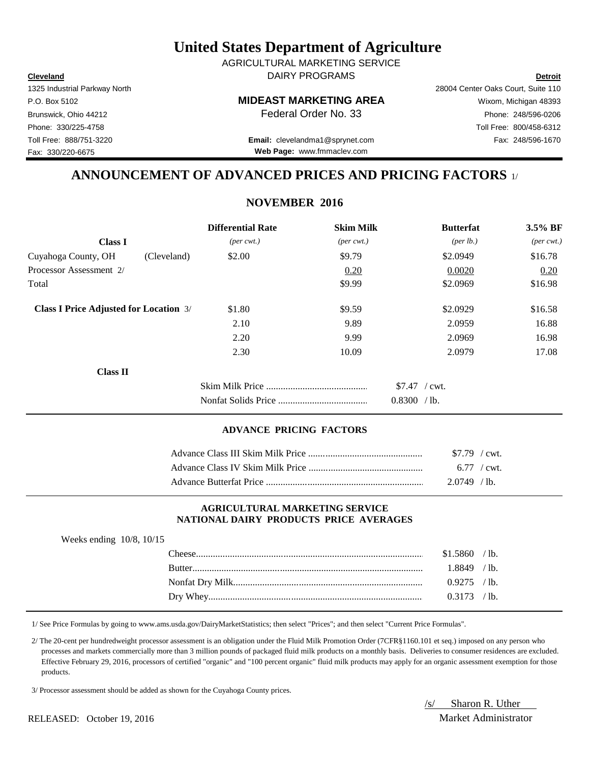# United States Department of Agriculture

AGRICULTURAL MARKETING SERVICE

DAIRY PROGRAMS

**Cleveland**
1325 Industrial Parkway North
P.O. Box 5102
Brunswick, Ohio 44212
Phone: 330/225-4758
Toll Free: 888/751-3220
Fax: 330/220-6675

**Detroit**
28004 Center Oaks Court, Suite 110
Wixom, Michigan 48393
Phone: 248/596-0206
Toll Free: 800/458-6312
Fax: 248/596-1670

**MIDEAST MARKETING AREA**
Federal Order No. 33

**Email:** clevelandma1@sprynet.com
**Web Page:** www.fmmaclev.com

## ANNOUNCEMENT OF ADVANCED PRICES AND PRICING FACTORS 1/

### NOVEMBER 2016

| | | Differential Rate | Skim Milk | Butterfat | 3.5% BF |
|---|---|---|---|---|---|
| **Class I** | | *(per cwt.)* | *(per cwt.)* | *(per lb.)* | *(per cwt.)* |
| Cuyahoga County, OH | (Cleveland) | \$2.00 | \$9.79 | \$2.0949 | \$16.78 |
| Processor Assessment 2/ | | | 0.20 | 0.0020 | 0.20 |
| Total | | | \$9.99 | \$2.0969 | \$16.98 |
| **Class I Price Adjusted for Location** 3/ | | \$1.80 | \$9.59 | \$2.0929 | \$16.58 |
| | | 2.10 | 9.89 | 2.0959 | 16.88 |
| | | 2.20 | 9.99 | 2.0969 | 16.98 |
| | | 2.30 | 10.09 | 2.0979 | 17.08 |

**Class II**

| | |
|---|---|
| Skim Milk Price | \$7.47 / cwt. |
| Nonfat Solids Price | 0.8300 / lb. |

#### ADVANCE PRICING FACTORS

| | |
|---|---|
| Advance Class III Skim Milk Price | \$7.79 / cwt. |
| Advance Class IV Skim Milk Price | 6.77 / cwt. |
| Advance Butterfat Price | 2.0749 / lb. |

#### AGRICULTURAL MARKETING SERVICE NATIONAL DAIRY PRODUCTS PRICE AVERAGES

Weeks ending 10/8, 10/15

| | |
|---|---|
| Cheese | \$1.5860 / lb. |
| Butter | 1.8849 / lb. |
| Nonfat Dry Milk | 0.9275 / lb. |
| Dry Whey | 0.3173 / lb. |

1/ See Price Formulas by going to www.ams.usda.gov/DairyMarketStatistics; then select "Prices"; and then select "Current Price Formulas".

2/ The 20-cent per hundredweight processor assessment is an obligation under the Fluid Milk Promotion Order (7CFR§1160.101 et seq.) imposed on any person who processes and markets commercially more than 3 million pounds of packaged fluid milk products on a monthly basis. Deliveries to consumer residences are excluded. Effective February 29, 2016, processors of certified "organic" and "100 percent organic" fluid milk products may apply for an organic assessment exemption for those products.

3/ Processor assessment should be added as shown for the Cuyahoga County prices.

RELEASED: October 19, 2016

/s/ Sharon R. Uther
Market Administrator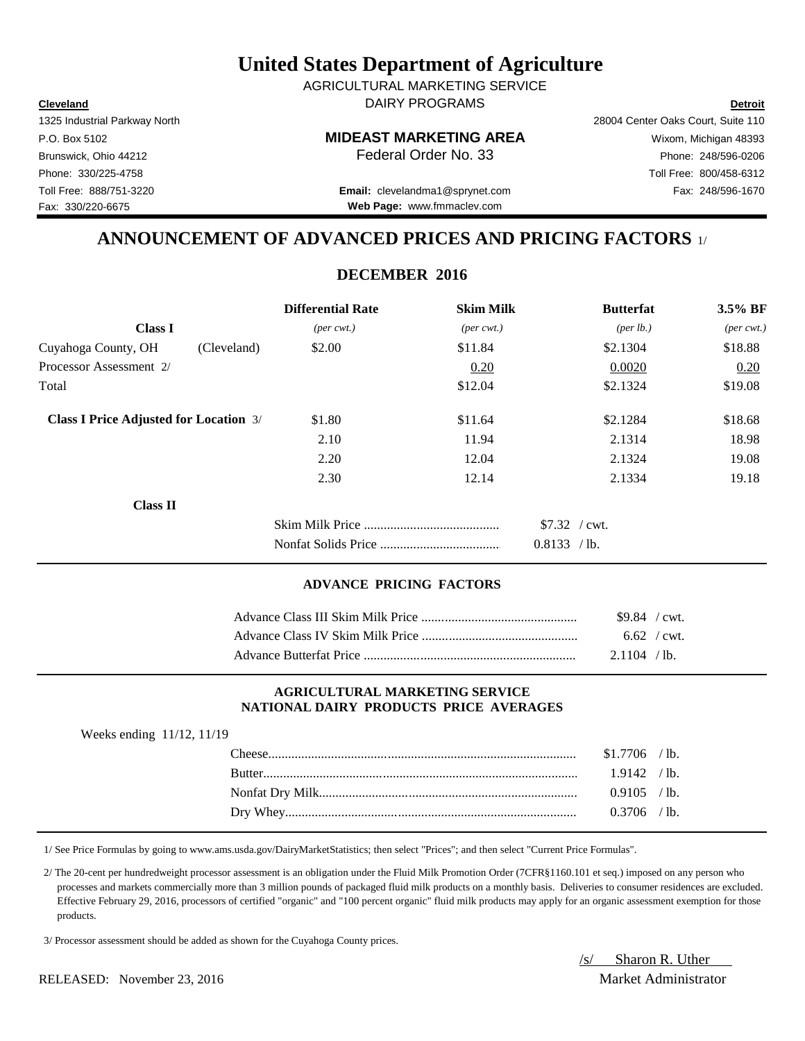# United States Department of Agriculture

AGRICULTURAL MARKETING SERVICE
DAIRY PROGRAMS

**Cleveland**
1325 Industrial Parkway North
P.O. Box 5102
Brunswick, Ohio 44212
Phone: 330/225-4758
Toll Free: 888/751-3220
Fax: 330/220-6675

**MIDEAST MARKETING AREA**
Federal Order No. 33

**Email:** clevelandma1@sprynet.com
**Web Page:** www.fmmaclev.com

**Detroit**
28004 Center Oaks Court, Suite 110
Wixom, Michigan 48393
Phone: 248/596-0206
Toll Free: 800/458-6312
Fax: 248/596-1670

## ANNOUNCEMENT OF ADVANCED PRICES AND PRICING FACTORS 1/

### DECEMBER 2016

| | | Differential Rate | Skim Milk | Butterfat | 3.5% BF |
|---|---|---|---|---|---|
| **Class I** | | *(per cwt.)* | *(per cwt.)* | *(per lb.)* | *(per cwt.)* |
| Cuyahoga County, OH | (Cleveland) | $2.00 | $11.84 | $2.1304 | $18.88 |
| Processor Assessment 2/ | | | 0.20 | 0.0020 | 0.20 |
| Total | | | $12.04 | $2.1324 | $19.08 |
| **Class I Price Adjusted for Location** 3/ | | $1.80 | $11.64 | $2.1284 | $18.68 |
| | | 2.10 | 11.94 | 2.1314 | 18.98 |
| | | 2.20 | 12.04 | 2.1324 | 19.08 |
| | | 2.30 | 12.14 | 2.1334 | 19.18 |

**Class II**

| | |
|---|---|
| Skim Milk Price | $7.32 / cwt. |
| Nonfat Solids Price | 0.8133 / lb. |

#### ADVANCE PRICING FACTORS

| | |
|---|---|
| Advance Class III Skim Milk Price | $9.84 / cwt. |
| Advance Class IV Skim Milk Price | 6.62 / cwt. |
| Advance Butterfat Price | 2.1104 / lb. |

#### AGRICULTURAL MARKETING SERVICE NATIONAL DAIRY PRODUCTS PRICE AVERAGES

Weeks ending 11/12, 11/19

| | |
|---|---|
| Cheese | $1.7706 / lb. |
| Butter | 1.9142 / lb. |
| Nonfat Dry Milk | 0.9105 / lb. |
| Dry Whey | 0.3706 / lb. |

1/ See Price Formulas by going to www.ams.usda.gov/DairyMarketStatistics; then select "Prices"; and then select "Current Price Formulas".

2/ The 20-cent per hundredweight processor assessment is an obligation under the Fluid Milk Promotion Order (7CFR§1160.101 et seq.) imposed on any person who processes and markets commercially more than 3 million pounds of packaged fluid milk products on a monthly basis. Deliveries to consumer residences are excluded. Effective February 29, 2016, processors of certified "organic" and "100 percent organic" fluid milk products may apply for an organic assessment exemption for those products.

3/ Processor assessment should be added as shown for the Cuyahoga County prices.

/s/ Sharon R. Uther
Market Administrator

RELEASED: November 23, 2016